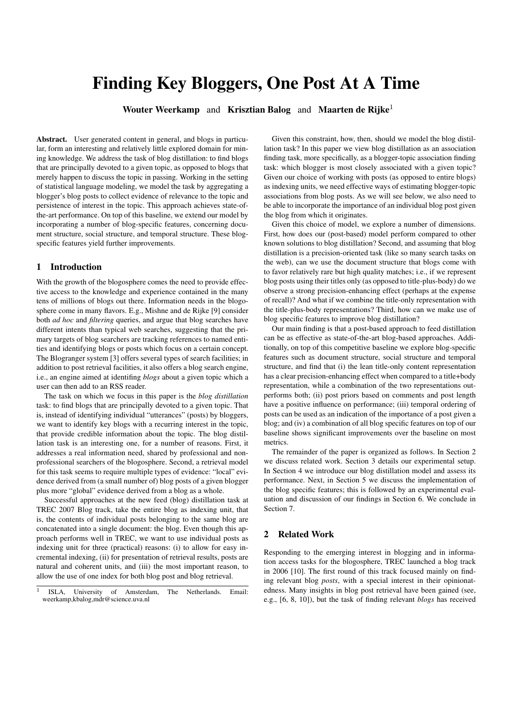# Finding Key Bloggers, One Post At A Time

**Wouter Weerkamp** and **Krisztian Balog** and **Maarten de Rijke**[1]

**Abstract.** User generated content in general, and blogs in particular, form an interesting and relatively little explored domain for mining knowledge. We address the task of blog distillation: to find blogs that are principally devoted to a given topic, as opposed to blogs that merely happen to discuss the topic in passing. Working in the setting of statistical language modeling, we model the task by aggregating a blogger's blog posts to collect evidence of relevance to the topic and persistence of interest in the topic. This approach achieves state-of-the-art performance. On top of this baseline, we extend our model by incorporating a number of blog-specific features, concerning document structure, social structure, and temporal structure. These blog-specific features yield further improvements.

## 1 Introduction

With the growth of the blogosphere comes the need to provide effective access to the knowledge and experience contained in the many tens of millions of blogs out there. Information needs in the blogosphere come in many flavors. E.g., Mishne and de Rijke [9] consider both *ad hoc* and *filtering* queries, and argue that blog searches have different intents than typical web searches, suggesting that the primary targets of blog searchers are tracking references to named entities and identifying blogs or posts which focus on a certain concept. The Blogranger system [3] offers several types of search facilities; in addition to post retrieval facilities, it also offers a blog search engine, i.e., an engine aimed at identifing *blogs* about a given topic which a user can then add to an RSS reader.

The task on which we focus in this paper is the *blog distillation* task: to find blogs that are principally devoted to a given topic. That is, instead of identifying individual "utterances" (posts) by bloggers, we want to identify key blogs with a recurring interest in the topic, that provide credible information about the topic. The blog distillation task is an interesting one, for a number of reasons. First, it addresses a real information need, shared by professional and non-professional searchers of the blogosphere. Second, a retrieval model for this task seems to require multiple types of evidence: "local" evidence derived from (a small number of) blog posts of a given blogger plus more "global" evidence derived from a blog as a whole.

Successful approaches at the new feed (blog) distillation task at TREC 2007 Blog track, take the entire blog as indexing unit, that is, the contents of individual posts belonging to the same blog are concatenated into a single document: the blog. Even though this approach performs well in TREC, we want to use individual posts as indexing unit for three (practical) reasons: (i) to allow for easy incremental indexing, (ii) for presentation of retrieval results, posts are natural and coherent units, and (iii) the most important reason, to allow the use of one index for both blog post and blog retrieval.

Given this constraint, how, then, should we model the blog distillation task? In this paper we view blog distillation as an association finding task, more specifically, as a blogger-topic association finding task: which blogger is most closely associated with a given topic? Given our choice of working with posts (as opposed to entire blogs) as indexing units, we need effective ways of estimating blogger-topic associations from blog posts. As we will see below, we also need to be able to incorporate the importance of an individual blog post given the blog from which it originates.

Given this choice of model, we explore a number of dimensions. First, how does our (post-based) model perform compared to other known solutions to blog distillation? Second, and assuming that blog distillation is a precision-oriented task (like so many search tasks on the web), can we use the document structure that blogs come with to favor relatively rare but high quality matches; i.e., if we represent blog posts using their titles only (as opposed to title-plus-body) do we observe a strong precision-enhancing effect (perhaps at the expense of recall)? And what if we combine the title-only representation with the title-plus-body representations? Third, how can we make use of blog specific features to improve blog distillation?

Our main finding is that a post-based approach to feed distillation can be as effective as state-of-the-art blog-based approaches. Additionally, on top of this competitive baseline we explore blog-specific features such as document structure, social structure and temporal structure, and find that (i) the lean title-only content representation has a clear precision-enhancing effect when compared to a title+body representation, while a combination of the two representations outperforms both; (ii) post priors based on comments and post length have a positive influence on performance; (iii) temporal ordering of posts can be used as an indication of the importance of a post given a blog; and (iv) a combination of all blog specific features on top of our baseline shows significant improvements over the baseline on most metrics.

The remainder of the paper is organized as follows. In Section 2 we discuss related work. Section 3 details our experimental setup. In Section 4 we introduce our blog distillation model and assess its performance. Next, in Section 5 we discuss the implementation of the blog specific features; this is followed by an experimental evaluation and discussion of our findings in Section 6. We conclude in Section 7.

## 2 Related Work

Responding to the emerging interest in blogging and in information access tasks for the blogosphere, TREC launched a blog track in 2006 [10]. The first round of this track focused mainly on finding relevant blog *posts*, with a special interest in their opinionatedness. Many insights in blog post retrieval have been gained (see, e.g., [6, 8, 10]), but the task of finding relevant *blogs* has received

[1] ISLA, University of Amsterdam, The Netherlands. Email: weerkamp,kbalog,mdr@science.uva.nl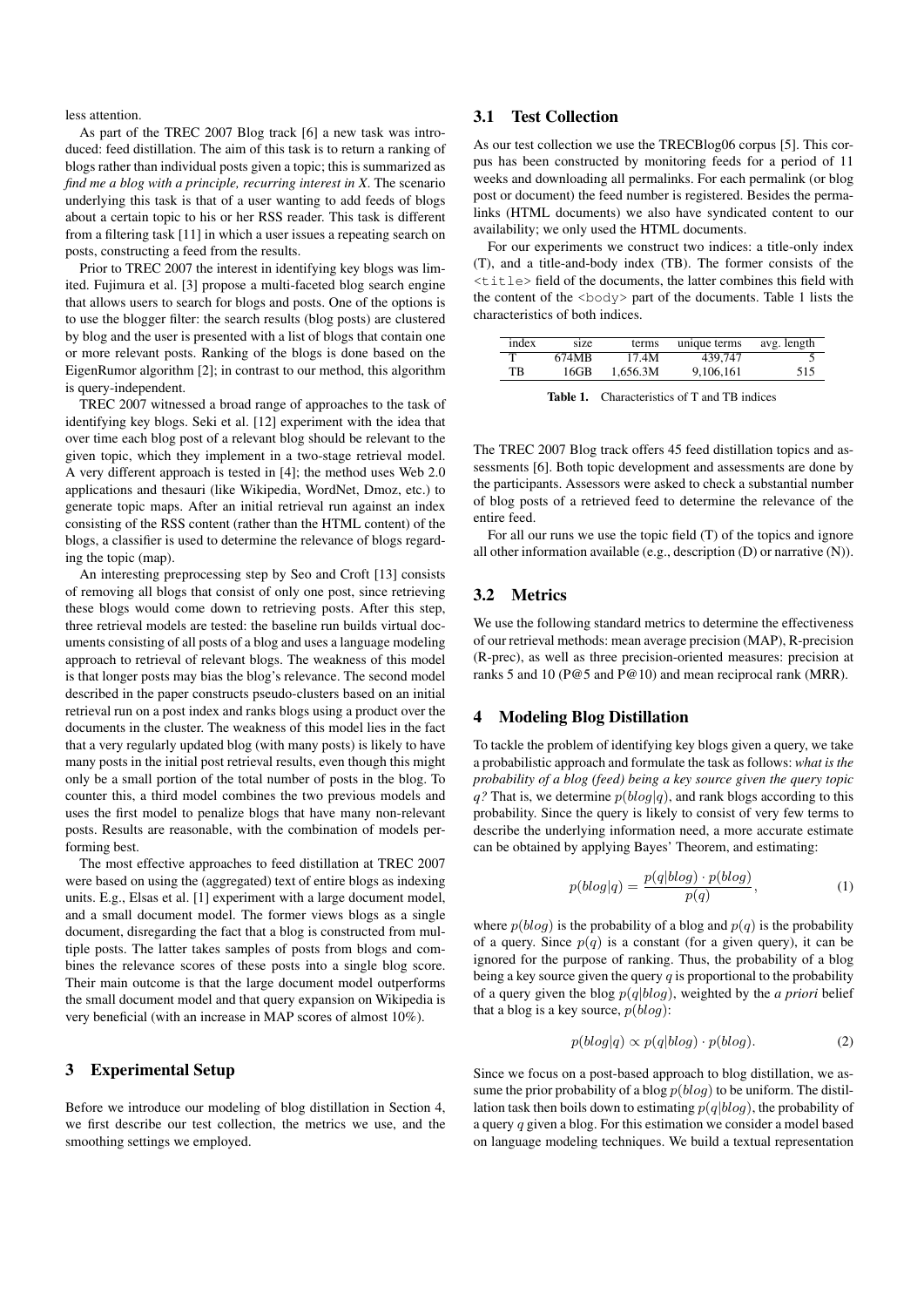less attention.

As part of the TREC 2007 Blog track [6] a new task was introduced: feed distillation. The aim of this task is to return a ranking of blogs rather than individual posts given a topic; this is summarized as *find me a blog with a principle, recurring interest in X*. The scenario underlying this task is that of a user wanting to add feeds of blogs about a certain topic to his or her RSS reader. This task is different from a filtering task [11] in which a user issues a repeating search on posts, constructing a feed from the results.

Prior to TREC 2007 the interest in identifying key blogs was limited. Fujimura et al. [3] propose a multi-faceted blog search engine that allows users to search for blogs and posts. One of the options is to use the blogger filter: the search results (blog posts) are clustered by blog and the user is presented with a list of blogs that contain one or more relevant posts. Ranking of the blogs is done based on the EigenRumor algorithm [2]; in contrast to our method, this algorithm is query-independent.

TREC 2007 witnessed a broad range of approaches to the task of identifying key blogs. Seki et al. [12] experiment with the idea that over time each blog post of a relevant blog should be relevant to the given topic, which they implement in a two-stage retrieval model. A very different approach is tested in [4]; the method uses Web 2.0 applications and thesauri (like Wikipedia, WordNet, Dmoz, etc.) to generate topic maps. After an initial retrieval run against an index consisting of the RSS content (rather than the HTML content) of the blogs, a classifier is used to determine the relevance of blogs regarding the topic (map).

An interesting preprocessing step by Seo and Croft [13] consists of removing all blogs that consist of only one post, since retrieving these blogs would come down to retrieving posts. After this step, three retrieval models are tested: the baseline run builds virtual documents consisting of all posts of a blog and uses a language modeling approach to retrieval of relevant blogs. The weakness of this model is that longer posts may bias the blog's relevance. The second model described in the paper constructs pseudo-clusters based on an initial retrieval run on a post index and ranks blogs using a product over the documents in the cluster. The weakness of this model lies in the fact that a very regularly updated blog (with many posts) is likely to have many posts in the initial post retrieval results, even though this might only be a small portion of the total number of posts in the blog. To counter this, a third model combines the two previous models and uses the first model to penalize blogs that have many non-relevant posts. Results are reasonable, with the combination of models performing best.

The most effective approaches to feed distillation at TREC 2007 were based on using the (aggregated) text of entire blogs as indexing units. E.g., Elsas et al. [1] experiment with a large document model, and a small document model. The former views blogs as a single document, disregarding the fact that a blog is constructed from multiple posts. The latter takes samples of posts from blogs and combines the relevance scores of these posts into a single blog score. Their main outcome is that the large document model outperforms the small document model and that query expansion on Wikipedia is very beneficial (with an increase in MAP scores of almost 10%).

## 3 Experimental Setup

Before we introduce our modeling of blog distillation in Section 4, we first describe our test collection, the metrics we use, and the smoothing settings we employed.

### 3.1 Test Collection

As our test collection we use the TRECBlog06 corpus [5]. This corpus has been constructed by monitoring feeds for a period of 11 weeks and downloading all permalinks. For each permalink (or blog post or document) the feed number is registered. Besides the permalinks (HTML documents) we also have syndicated content to our availability; we only used the HTML documents.

For our experiments we construct two indices: a title-only index (T), and a title-and-body index (TB). The former consists of the `<title>` field of the documents, the latter combines this field with the content of the `<body>` part of the documents. Table 1 lists the characteristics of both indices.

| index | size | terms | unique terms | avg. length |
|---|---|---|---|---|
| T | 674MB | 17.4M | 439,747 | 5 |
| TB | 16GB | 1,656.3M | 9,106,161 | 515 |

**Table 1.** Characteristics of T and TB indices

The TREC 2007 Blog track offers 45 feed distillation topics and assessments [6]. Both topic development and assessments are done by the participants. Assessors were asked to check a substantial number of blog posts of a retrieved feed to determine the relevance of the entire feed.

For all our runs we use the topic field (T) of the topics and ignore all other information available (e.g., description (D) or narrative (N)).

### 3.2 Metrics

We use the following standard metrics to determine the effectiveness of our retrieval methods: mean average precision (MAP), R-precision (R-prec), as well as three precision-oriented measures: precision at ranks 5 and 10 (P@5 and P@10) and mean reciprocal rank (MRR).

## 4 Modeling Blog Distillation

To tackle the problem of identifying key blogs given a query, we take a probabilistic approach and formulate the task as follows: *what is the probability of a blog (feed) being a key source given the query topic $q$?* That is, we determine $p(blog|q)$, and rank blogs according to this probability. Since the query is likely to consist of very few terms to describe the underlying information need, a more accurate estimate can be obtained by applying Bayes' Theorem, and estimating:

$$p(blog|q) = \frac{p(q|blog) \cdot p(blog)}{p(q)}, \tag{1}$$

where $p(blog)$ is the probability of a blog and $p(q)$ is the probability of a query. Since $p(q)$ is a constant (for a given query), it can be ignored for the purpose of ranking. Thus, the probability of a blog being a key source given the query $q$ is proportional to the probability of a query given the blog $p(q|blog)$, weighted by the *a priori* belief that a blog is a key source, $p(blog)$:

$$p(blog|q) \propto p(q|blog) \cdot p(blog). \tag{2}$$

Since we focus on a post-based approach to blog distillation, we assume the prior probability of a blog $p(blog)$ to be uniform. The distillation task then boils down to estimating $p(q|blog)$, the probability of a query $q$ given a blog. For this estimation we consider a model based on language modeling techniques. We build a textual representation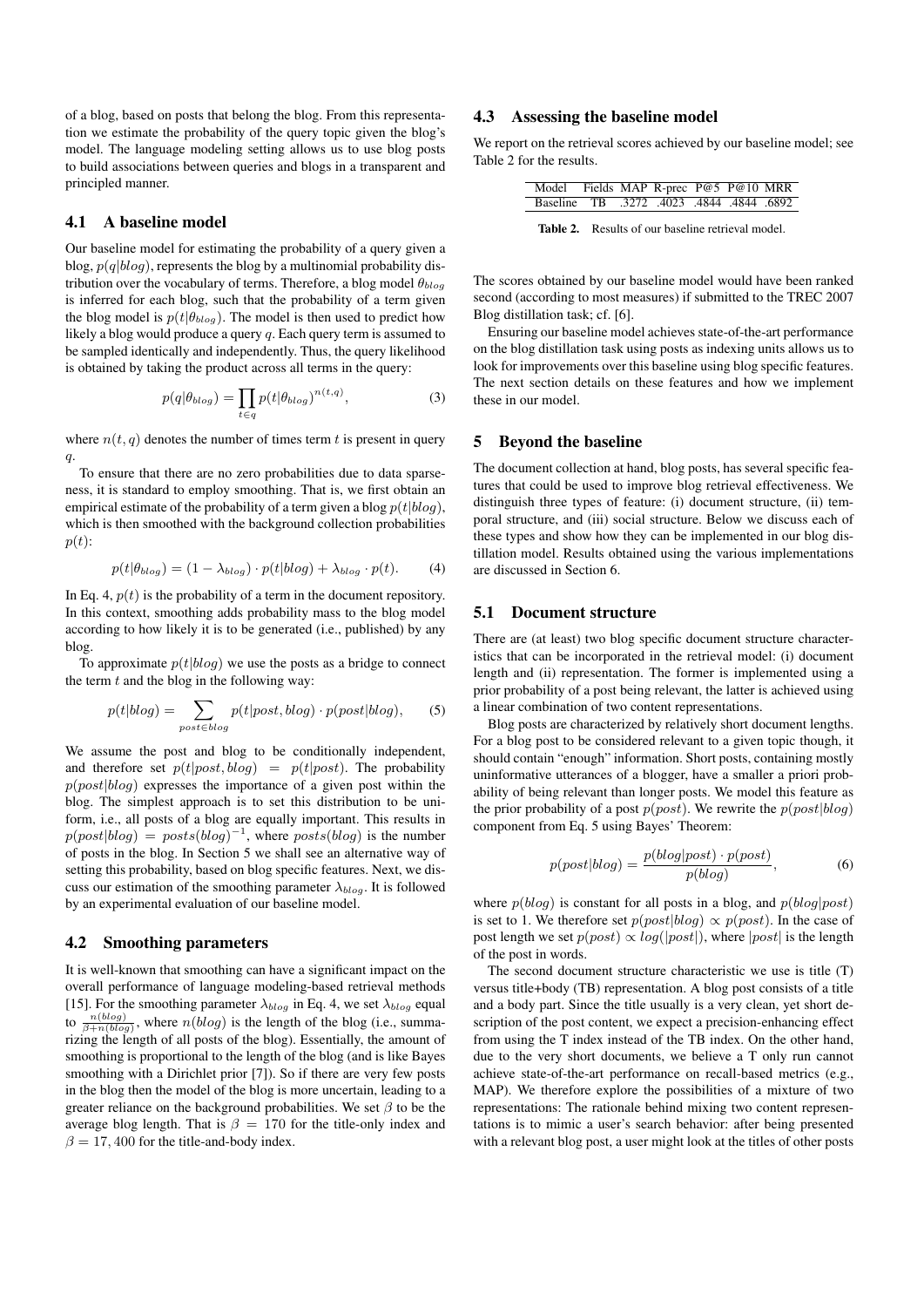of a blog, based on posts that belong the blog. From this representation we estimate the probability of the query topic given the blog's model. The language modeling setting allows us to use blog posts to build associations between queries and blogs in a transparent and principled manner.

## 4.1 A baseline model

Our baseline model for estimating the probability of a query given a blog, $p(q|blog)$, represents the blog by a multinomial probability distribution over the vocabulary of terms. Therefore, a blog model $\theta_{blog}$ is inferred for each blog, such that the probability of a term given the blog model is $p(t|\theta_{blog})$. The model is then used to predict how likely a blog would produce a query $q$. Each query term is assumed to be sampled identically and independently. Thus, the query likelihood is obtained by taking the product across all terms in the query:

$$p(q|\theta_{blog}) = \prod_{t \in q} p(t|\theta_{blog})^{n(t,q)}, \tag{3}$$

where $n(t, q)$ denotes the number of times term $t$ is present in query $q$.

To ensure that there are no zero probabilities due to data sparseness, it is standard to employ smoothing. That is, we first obtain an empirical estimate of the probability of a term given a blog $p(t|blog)$, which is then smoothed with the background collection probabilities $p(t)$:

$$p(t|\theta_{blog}) = (1 - \lambda_{blog}) \cdot p(t|blog) + \lambda_{blog} \cdot p(t). \tag{4}$$

In Eq. 4, $p(t)$ is the probability of a term in the document repository. In this context, smoothing adds probability mass to the blog model according to how likely it is to be generated (i.e., published) by any blog.

To approximate $p(t|blog)$ we use the posts as a bridge to connect the term $t$ and the blog in the following way:

$$p(t|blog) = \sum_{post \in blog} p(t|post, blog) \cdot p(post|blog), \tag{5}$$

We assume the post and blog to be conditionally independent, and therefore set $p(t|post, blog) = p(t|post)$. The probability $p(post|blog)$ expresses the importance of a given post within the blog. The simplest approach is to set this distribution to be uniform, i.e., all posts of a blog are equally important. This results in $p(post|blog) = posts(blog)^{-1}$, where $posts(blog)$ is the number of posts in the blog. In Section 5 we shall see an alternative way of setting this probability, based on blog specific features. Next, we discuss our estimation of the smoothing parameter $\lambda_{blog}$. It is followed by an experimental evaluation of our baseline model.

## 4.2 Smoothing parameters

It is well-known that smoothing can have a significant impact on the overall performance of language modeling-based retrieval methods [15]. For the smoothing parameter $\lambda_{blog}$ in Eq. 4, we set $\lambda_{blog}$ equal to $\frac{n(blog)}{\beta + n(blog)}$, where $n(blog)$ is the length of the blog (i.e., summarizing the length of all posts of the blog). Essentially, the amount of smoothing is proportional to the length of the blog (and is like Bayes smoothing with a Dirichlet prior [7]). So if there are very few posts in the blog then the model of the blog is more uncertain, leading to a greater reliance on the background probabilities. We set $\beta$ to be the average blog length. That is $\beta = 170$ for the title-only index and $\beta = 17,400$ for the title-and-body index.

## 4.3 Assessing the baseline model

We report on the retrieval scores achieved by our baseline model; see Table 2 for the results.

| Model | Fields | MAP | R-prec | P@5 | P@10 | MRR |
|---|---|---|---|---|---|---|
| Baseline | TB | .3272 | .4023 | .4844 | .4844 | .6892 |

**Table 2.** Results of our baseline retrieval model.

The scores obtained by our baseline model would have been ranked second (according to most measures) if submitted to the TREC 2007 Blog distillation task; cf. [6].

Ensuring our baseline model achieves state-of-the-art performance on the blog distillation task using posts as indexing units allows us to look for improvements over this baseline using blog specific features. The next section details on these features and how we implement these in our model.

# 5 Beyond the baseline

The document collection at hand, blog posts, has several specific features that could be used to improve blog retrieval effectiveness. We distinguish three types of feature: (i) document structure, (ii) temporal structure, and (iii) social structure. Below we discuss each of these types and show how they can be implemented in our blog distillation model. Results obtained using the various implementations are discussed in Section 6.

## 5.1 Document structure

There are (at least) two blog specific document structure characteristics that can be incorporated in the retrieval model: (i) document length and (ii) representation. The former is implemented using a prior probability of a post being relevant, the latter is achieved using a linear combination of two content representations.

Blog posts are characterized by relatively short document lengths. For a blog post to be considered relevant to a given topic though, it should contain "enough" information. Short posts, containing mostly uninformative utterances of a blogger, have a smaller a priori probability of being relevant than longer posts. We model this feature as the prior probability of a post $p(post)$. We rewrite the $p(post|blog)$ component from Eq. 5 using Bayes' Theorem:

$$p(post|blog) = \frac{p(blog|post) \cdot p(post)}{p(blog)}, \tag{6}$$

where $p(blog)$ is constant for all posts in a blog, and $p(blog|post)$ is set to 1. We therefore set $p(post|blog) \propto p(post)$. In the case of post length we set $p(post) \propto log(|post|)$, where $|post|$ is the length of the post in words.

The second document structure characteristic we use is title (T) versus title+body (TB) representation. A blog post consists of a title and a body part. Since the title usually is a very clean, yet short description of the post content, we expect a precision-enhancing effect from using the T index instead of the TB index. On the other hand, due to the very short documents, we believe a T only run cannot achieve state-of-the-art performance on recall-based metrics (e.g., MAP). We therefore explore the possibilities of a mixture of two representations: The rationale behind mixing two content representations is to mimic a user's search behavior: after being presented with a relevant blog post, a user might look at the titles of other posts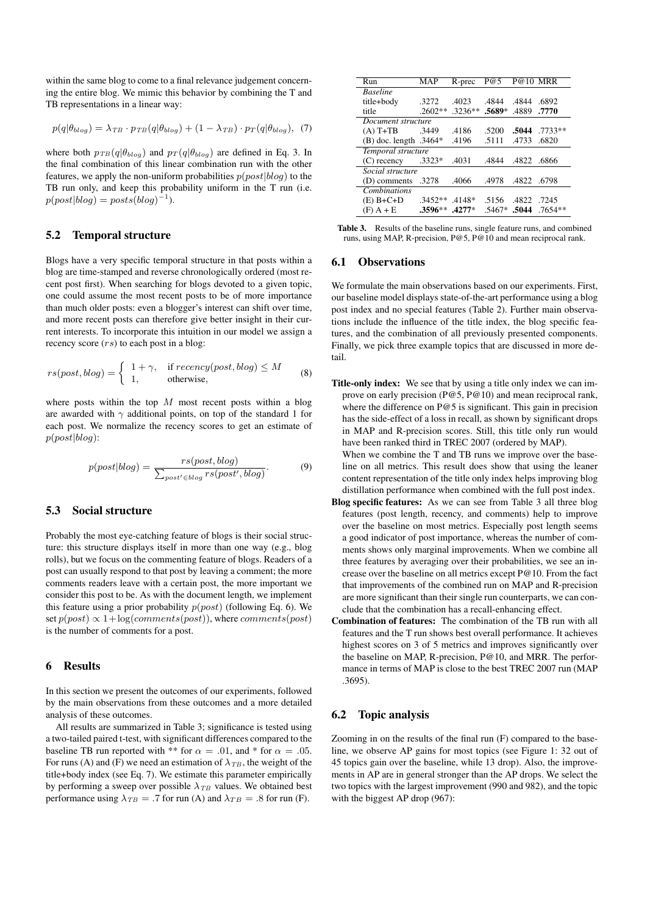within the same blog to come to a final relevance judgement concerning the entire blog. We mimic this behavior by combining the T and TB representations in a linear way:

$$p(q|\theta_{blog}) = \lambda_{TB} \cdot p_{TB}(q|\theta_{blog}) + (1 - \lambda_{TB}) \cdot p_T(q|\theta_{blog}), \quad (7)$$

where both $p_{TB}(q|\theta_{blog})$ and $p_T(q|\theta_{blog})$ are defined in Eq. 3. In the final combination of this linear combination run with the other features, we apply the non-uniform probabilities $p(post|blog)$ to the TB run only, and keep this probability uniform in the T run (i.e. $p(post|blog) = posts(blog)^{-1}$).

## 5.2 Temporal structure

Blogs have a very specific temporal structure in that posts within a blog are time-stamped and reverse chronologically ordered (most recent post first). When searching for blogs devoted to a given topic, one could assume the most recent posts to be of more importance than much older posts: even a blogger's interest can shift over time, and more recent posts can therefore give better insight in their current interests. To incorporate this intuition in our model we assign a recency score ($rs$) to each post in a blog:

$$rs(post, blog) = \begin{cases} 1 + \gamma, & \text{if } recency(post, blog) \leq M \\ 1, & \text{otherwise,} \end{cases} \quad (8)$$

where posts within the top $M$ most recent posts within a blog are awarded with $\gamma$ additional points, on top of the standard 1 for each post. We normalize the recency scores to get an estimate of $p(post|blog)$:

$$p(post|blog) = \frac{rs(post, blog)}{\sum_{post' \in blog} rs(post', blog)}. \quad (9)$$

## 5.3 Social structure

Probably the most eye-catching feature of blogs is their social structure: this structure displays itself in more than one way (e.g., blog rolls), but we focus on the commenting feature of blogs. Readers of a post can usually respond to that post by leaving a comment; the more comments readers leave with a certain post, the more important we consider this post to be. As with the document length, we implement this feature using a prior probability $p(post)$ (following Eq. 6). We set $p(post) \propto 1 + \log(comments(post))$, where $comments(post)$ is the number of comments for a post.

# 6 Results

In this section we present the outcomes of our experiments, followed by the main observations from these outcomes and a more detailed analysis of these outcomes.

All results are summarized in Table 3; significance is tested using a two-tailed paired t-test, with significant differences compared to the baseline TB run reported with ** for $\alpha = .01$, and * for $\alpha = .05$. For runs (A) and (F) we need an estimation of $\lambda_{TB}$, the weight of the title+body index (see Eq. 7). We estimate this parameter empirically by performing a sweep over possible $\lambda_{TB}$ values. We obtained best performance using $\lambda_{TB} = .7$ for run (A) and $\lambda_{TB} = .8$ for run (F).

| Run | MAP | R-prec | P@5 | P@10 | MRR |
|---|---|---|---|---|---|
| *Baseline* | | | | | |
| title+body | .3272 | .4023 | .4844 | .4844 | .6892 |
| title | .2602** | .3236** | **.5689*** | .4889 | **.7770** |
| *Document structure* | | | | | |
| (A) T+TB | .3449 | .4186 | .5200 | **.5044** | .7733** |
| (B) doc. length | .3464* | .4196 | .5111 | .4733 | .6820 |
| *Temporal structure* | | | | | |
| (C) recency | .3323* | .4031 | .4844 | .4822 | .6866 |
| *Social structure* | | | | | |
| (D) comments | .3278 | .4066 | .4978 | .4822 | .6798 |
| *Combinations* | | | | | |
| (E) B+C+D | .3452** | .4148* | .5156 | .4822 | .7245 |
| (F) A + E | **.3596**** | **.4277*** | .5467* | **.5044** | .7654** |

**Table 3.** Results of the baseline runs, single feature runs, and combined runs, using MAP, R-precision, P@5, P@10 and mean reciprocal rank.

## 6.1 Observations

We formulate the main observations based on our experiments. First, our baseline model displays state-of-the-art performance using a blog post index and no special features (Table 2). Further main observations include the influence of the title index, the blog specific features, and the combination of all previously presented components. Finally, we pick three example topics that are discussed in more detail.

**Title-only index:** We see that by using a title only index we can improve on early precision (P@5, P@10) and mean reciprocal rank, where the difference on P@5 is significant. This gain in precision has the side-effect of a loss in recall, as shown by significant drops in MAP and R-precision scores. Still, this title only run would have been ranked third in TREC 2007 (ordered by MAP).
When we combine the T and TB runs we improve over the baseline on all metrics. This result does show that using the leaner content representation of the title only index helps improving blog distillation performance when combined with the full post index.

**Blog specific features:** As we can see from Table 3 all three blog features (post length, recency, and comments) help to improve over the baseline on most metrics. Especially post length seems a good indicator of post importance, whereas the number of comments shows only marginal improvements. When we combine all three features by averaging over their probabilities, we see an increase over the baseline on all metrics except P@10. From the fact that improvements of the combined run on MAP and R-precision are more significant than their single run counterparts, we can conclude that the combination has a recall-enhancing effect.

**Combination of features:** The combination of the TB run with all features and the T run shows best overall performance. It achieves highest scores on 3 of 5 metrics and improves significantly over the baseline on MAP, R-precision, P@10, and MRR. The performance in terms of MAP is close to the best TREC 2007 run (MAP .3695).

## 6.2 Topic analysis

Zooming in on the results of the final run (F) compared to the baseline, we observe AP gains for most topics (see Figure 1: 32 out of 45 topics gain over the baseline, while 13 drop). Also, the improvements in AP are in general stronger than the AP drops. We select the two topics with the largest improvement (990 and 982), and the topic with the biggest AP drop (967):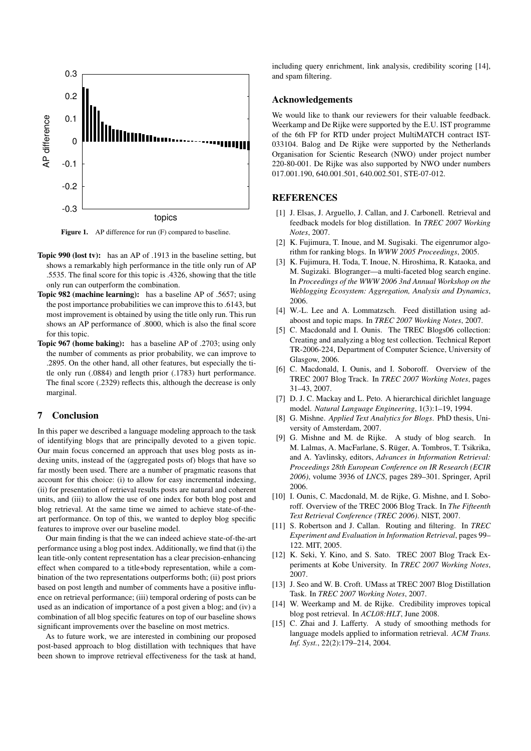0.3
0.2
0.1
0
-0.1
-0.2
-0.3

AP difference

topics

**Figure 1.** AP difference for run (F) compared to baseline.

**Topic 990 (lost tv):** has an AP of .1913 in the baseline setting, but shows a remarkably high performance in the title only run of AP .5535. The final score for this topic is .4326, showing that the title only run can outperform the combination.

**Topic 982 (machine learning):** has a baseline AP of .5657; using the post importance probabilities we can improve this to .6143, but most improvement is obtained by using the title only run. This run shows an AP performance of .8000, which is also the final score for this topic.

**Topic 967 (home baking):** has a baseline AP of .2703; using only the number of comments as prior probability, we can improve to .2895. On the other hand, all other features, but especially the title only run (.0884) and length prior (.1783) hurt performance. The final score (.2329) reflects this, although the decrease is only marginal.

## 7 Conclusion

In this paper we described a language modeling approach to the task of identifying blogs that are principally devoted to a given topic. Our main focus concerned an approach that uses blog posts as indexing units, instead of the (aggregated posts of) blogs that have so far mostly been used. There are a number of pragmatic reasons that account for this choice: (i) to allow for easy incremental indexing, (ii) for presentation of retrieval results posts are natural and coherent units, and (iii) to allow the use of one index for both blog post and blog retrieval. At the same time we aimed to achieve state-of-the-art performance. On top of this, we wanted to deploy blog specific features to improve over our baseline model.

Our main finding is that the we can indeed achieve state-of-the-art performance using a blog post index. Additionally, we find that (i) the lean title-only content representation has a clear precision-enhancing effect when compared to a title+body representation, while a combination of the two representations outperforms both; (ii) post priors based on post length and number of comments have a positive influence on retrieval performance; (iii) temporal ordering of posts can be used as an indication of importance of a post given a blog; and (iv) a combination of all blog specific features on top of our baseline shows significant improvements over the baseline on most metrics.

As to future work, we are interested in combining our proposed post-based approach to blog distillation with techniques that have been shown to improve retrieval effectiveness for the task at hand, including query enrichment, link analysis, credibility scoring [14], and spam filtering.

## Acknowledgements

We would like to thank our reviewers for their valuable feedback. Weerkamp and De Rijke were supported by the E.U. IST programme of the 6th FP for RTD under project MultiMATCH contract IST-033104. Balog and De Rijke were supported by the Netherlands Organisation for Scientic Research (NWO) under project number 220-80-001. De Rijke was also supported by NWO under numbers 017.001.190, 640.001.501, 640.002.501, STE-07-012.

## REFERENCES

[1] J. Elsas, J. Arguello, J. Callan, and J. Carbonell. Retrieval and feedback models for blog distillation. In *TREC 2007 Working Notes*, 2007.

[2] K. Fujimura, T. Inoue, and M. Sugisaki. The eigenrumor algorithm for ranking blogs. In *WWW 2005 Proceedings*, 2005.

[3] K. Fujimura, H. Toda, T. Inoue, N. Hiroshima, R. Kataoka, and M. Sugizaki. Blogranger—a multi-faceted blog search engine. In *Proceedings of the WWW 2006 3nd Annual Workshop on the Weblogging Ecosystem: Aggregation, Analysis and Dynamics*, 2006.

[4] W.-L. Lee and A. Lommatzsch. Feed distillation using adaboost and topic maps. In *TREC 2007 Working Notes*, 2007.

[5] C. Macdonald and I. Ounis. The TREC Blogs06 collection: Creating and analyzing a blog test collection. Technical Report TR-2006-224, Department of Computer Science, University of Glasgow, 2006.

[6] C. Macdonald, I. Ounis, and I. Soboroff. Overview of the TREC 2007 Blog Track. In *TREC 2007 Working Notes*, pages 31–43, 2007.

[7] D. J. C. Mackay and L. Peto. A hierarchical dirichlet language model. *Natural Language Engineering*, 1(3):1–19, 1994.

[8] G. Mishne. *Applied Text Analytics for Blogs*. PhD thesis, University of Amsterdam, 2007.

[9] G. Mishne and M. de Rijke. A study of blog search. In M. Lalmas, A. MacFarlane, S. Rüger, A. Tombros, T. Tsikrika, and A. Yavlinsky, editors, *Advances in Information Retrieval: Proceedings 28th European Conference on IR Research (ECIR 2006)*, volume 3936 of *LNCS*, pages 289–301. Springer, April 2006.

[10] I. Ounis, C. Macdonald, M. de Rijke, G. Mishne, and I. Soboroff. Overview of the TREC 2006 Blog Track. In *The Fifteenth Text Retrieval Conference (TREC 2006)*. NIST, 2007.

[11] S. Robertson and J. Callan. Routing and filtering. In *TREC Experiment and Evaluation in Information Retrieval*, pages 99–122. MIT, 2005.

[12] K. Seki, Y. Kino, and S. Sato. TREC 2007 Blog Track Experiments at Kobe University. In *TREC 2007 Working Notes*, 2007.

[13] J. Seo and W. B. Croft. UMass at TREC 2007 Blog Distillation Task. In *TREC 2007 Working Notes*, 2007.

[14] W. Weerkamp and M. de Rijke. Credibility improves topical blog post retrieval. In *ACL08:HLT*, June 2008.

[15] C. Zhai and J. Lafferty. A study of smoothing methods for language models applied to information retrieval. *ACM Trans. Inf. Syst.*, 22(2):179–214, 2004.